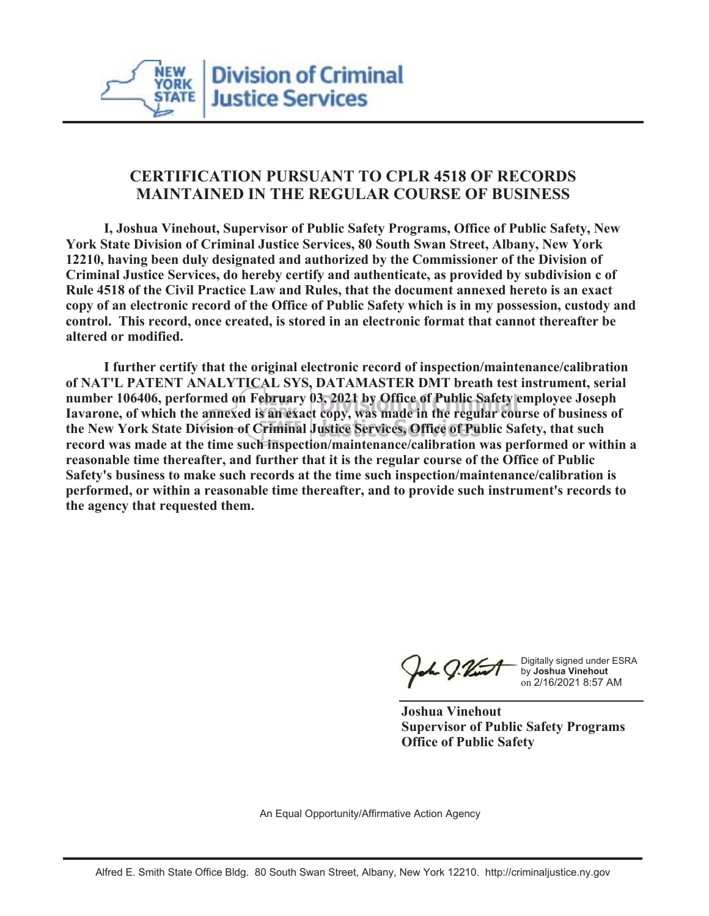**Division of Criminal Justice Services**

## CERTIFICATION PURSUANT TO CPLR 4518 OF RECORDS MAINTAINED IN THE REGULAR COURSE OF BUSINESS

**I, Joshua Vinehout, Supervisor of Public Safety Programs, Office of Public Safety, New York State Division of Criminal Justice Services, 80 South Swan Street, Albany, New York 12210, having been duly designated and authorized by the Commissioner of the Division of Criminal Justice Services, do hereby certify and authenticate, as provided by subdivision c of Rule 4518 of the Civil Practice Law and Rules, that the document annexed hereto is an exact copy of an electronic record of the Office of Public Safety which is in my possession, custody and control. This record, once created, is stored in an electronic format that cannot thereafter be altered or modified.**

**I further certify that the original electronic record of inspection/maintenance/calibration of NAT'L PATENT ANALYTICAL SYS, DATAMASTER DMT breath test instrument, serial number 106406, performed on February 03, 2021 by Office of Public Safety employee Joseph Iavarone, of which the annexed is an exact copy, was made in the regular course of business of the New York State Division of Criminal Justice Services, Office of Public Safety, that such record was made at the time such inspection/maintenance/calibration was performed or within a reasonable time thereafter, and further that it is the regular course of the Office of Public Safety's business to make such records at the time such inspection/maintenance/calibration is performed, or within a reasonable time thereafter, and to provide such instrument's records to the agency that requested them.**

Digitally signed under ESRA by **Joshua Vinehout** on 2/16/2021 8:57 AM

**Joshua Vinehout**
**Supervisor of Public Safety Programs**
**Office of Public Safety**

An Equal Opportunity/Affirmative Action Agency

Alfred E. Smith State Office Bldg. 80 South Swan Street, Albany, New York 12210. http://criminaljustice.ny.gov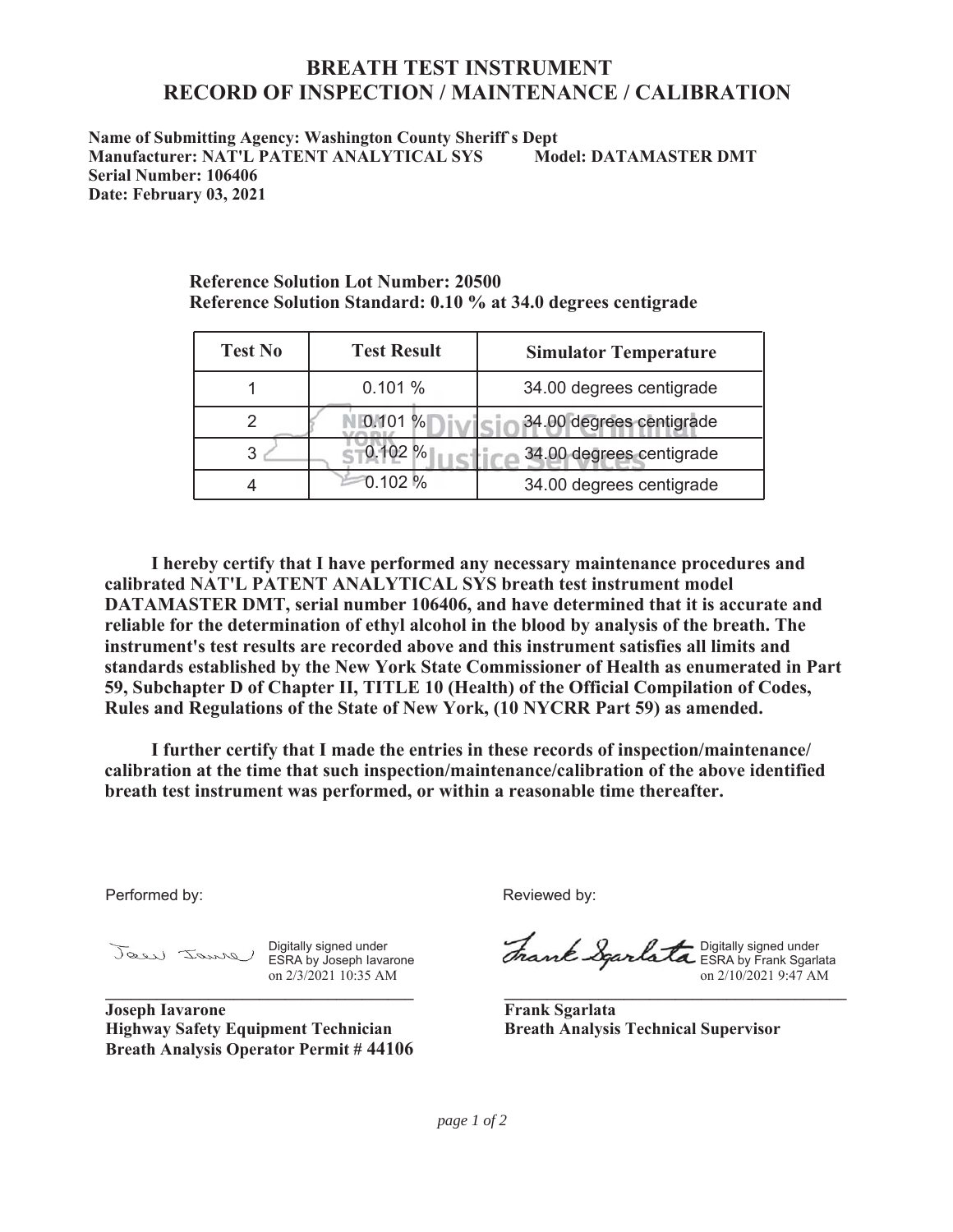# BREATH TEST INSTRUMENT
# RECORD OF INSPECTION / MAINTENANCE / CALIBRATION

**Name of Submitting Agency: Washington County Sheriff`s Dept**
**Manufacturer: NAT'L PATENT ANALYTICAL SYS** **Model: DATAMASTER DMT**
**Serial Number: 106406**
**Date: February 03, 2021**

**Reference Solution Lot Number: 20500**
**Reference Solution Standard: 0.10 % at 34.0 degrees centigrade**

| Test No | Test Result | Simulator Temperature |
|---|---|---|
| 1 | 0.101 % | 34.00 degrees centigrade |
| 2 | 0.101 % | 34.00 degrees centigrade |
| 3 | 0.102 % | 34.00 degrees centigrade |
| 4 | 0.102 % | 34.00 degrees centigrade |

**I hereby certify that I have performed any necessary maintenance procedures and calibrated NAT'L PATENT ANALYTICAL SYS breath test instrument model DATAMASTER DMT, serial number 106406, and have determined that it is accurate and reliable for the determination of ethyl alcohol in the blood by analysis of the breath. The instrument's test results are recorded above and this instrument satisfies all limits and standards established by the New York State Commissioner of Health as enumerated in Part 59, Subchapter D of Chapter II, TITLE 10 (Health) of the Official Compilation of Codes, Rules and Regulations of the State of New York, (10 NYCRR Part 59) as amended.**

**I further certify that I made the entries in these records of inspection/maintenance/ calibration at the time that such inspection/maintenance/calibration of the above identified breath test instrument was performed, or within a reasonable time thereafter.**

Performed by:

Digitally signed under ESRA by Joseph Iavarone on 2/3/2021 10:35 AM

**Joseph Iavarone**
**Highway Safety Equipment Technician**
**Breath Analysis Operator Permit # 44106**

Reviewed by:

Digitally signed under ESRA by Frank Sgarlata on 2/10/2021 9:47 AM

**Frank Sgarlata**
**Breath Analysis Technical Supervisor**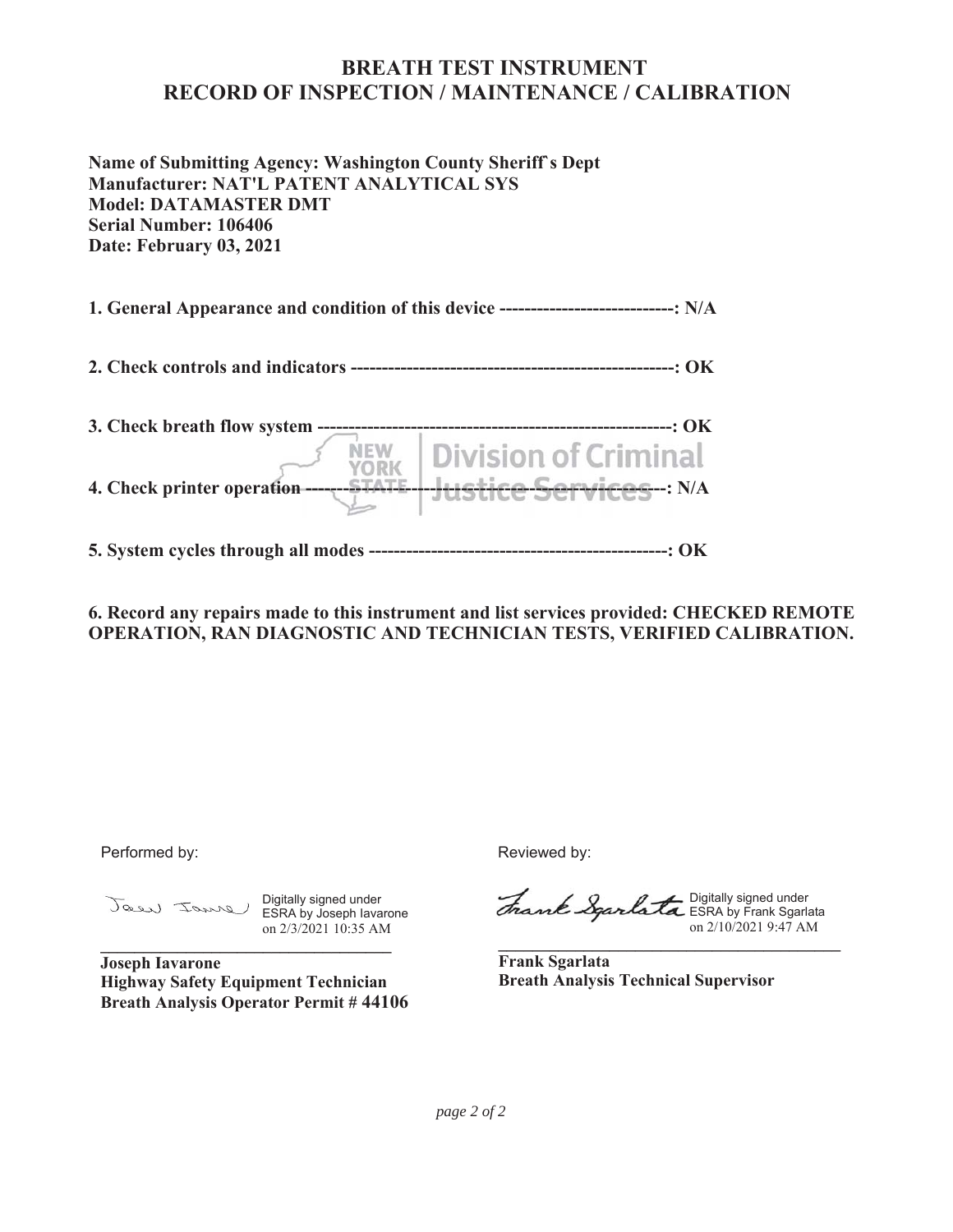# BREATH TEST INSTRUMENT
# RECORD OF INSPECTION / MAINTENANCE / CALIBRATION

**Name of Submitting Agency: Washington County Sheriff`s Dept**
**Manufacturer: NAT'L PATENT ANALYTICAL SYS**
**Model: DATAMASTER DMT**
**Serial Number: 106406**
**Date: February 03, 2021**

**1. General Appearance and condition of this device ----------------------------: N/A**

**2. Check controls and indicators ---------------------------------------------------: OK**

**3. Check breath flow system --------------------------------------------------------: OK**

**4. Check printer operation -------------------------------------------------------------: N/A**

**5. System cycles through all modes -----------------------------------------------: OK**

**6. Record any repairs made to this instrument and list services provided: CHECKED REMOTE OPERATION, RAN DIAGNOSTIC AND TECHNICIAN TESTS, VERIFIED CALIBRATION.**

Performed by:

Digitally signed under ESRA by Joseph Iavarone on 2/3/2021 10:35 AM

**Joseph Iavarone**
**Highway Safety Equipment Technician**
**Breath Analysis Operator Permit # 44106**

Reviewed by:

Digitally signed under ESRA by Frank Sgarlata on 2/10/2021 9:47 AM

**Frank Sgarlata**
**Breath Analysis Technical Supervisor**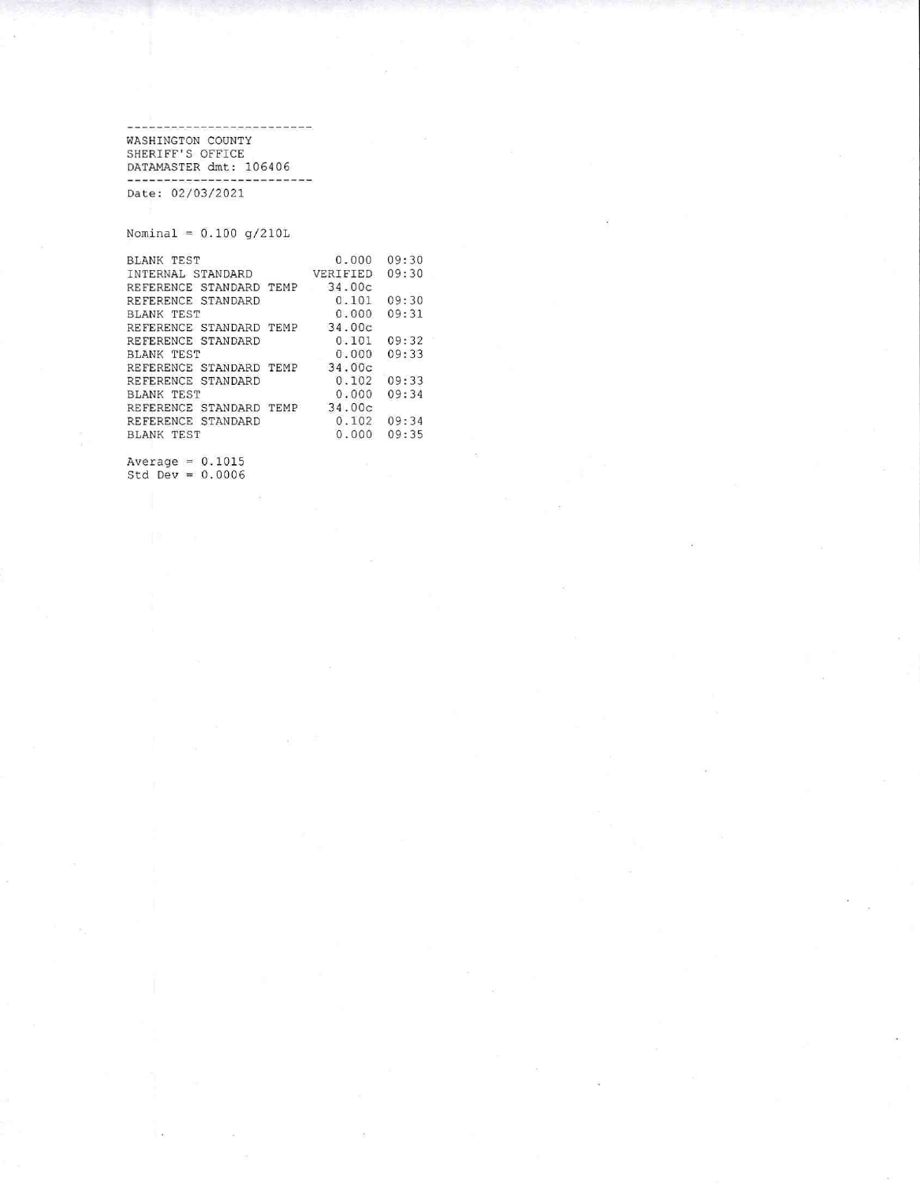-------------------------
WASHINGTON COUNTY
SHERIFF'S OFFICE
DATAMASTER dmt: 106406
-------------------------
Date: 02/03/2021

Nominal = 0.100 g/210L

| | | |
|---|---|---|
| BLANK TEST | 0.000 | 09:30 |
| INTERNAL STANDARD | VERIFIED | 09:30 |
| REFERENCE STANDARD TEMP | 34.00c | |
| REFERENCE STANDARD | 0.101 | 09:30 |
| BLANK TEST | 0.000 | 09:31 |
| REFERENCE STANDARD TEMP | 34.00c | |
| REFERENCE STANDARD | 0.101 | 09:32 |
| BLANK TEST | 0.000 | 09:33 |
| REFERENCE STANDARD TEMP | 34.00c | |
| REFERENCE STANDARD | 0.102 | 09:33 |
| BLANK TEST | 0.000 | 09:34 |
| REFERENCE STANDARD TEMP | 34.00c | |
| REFERENCE STANDARD | 0.102 | 09:34 |
| BLANK TEST | 0.000 | 09:35 |

Average = 0.1015
Std Dev = 0.0006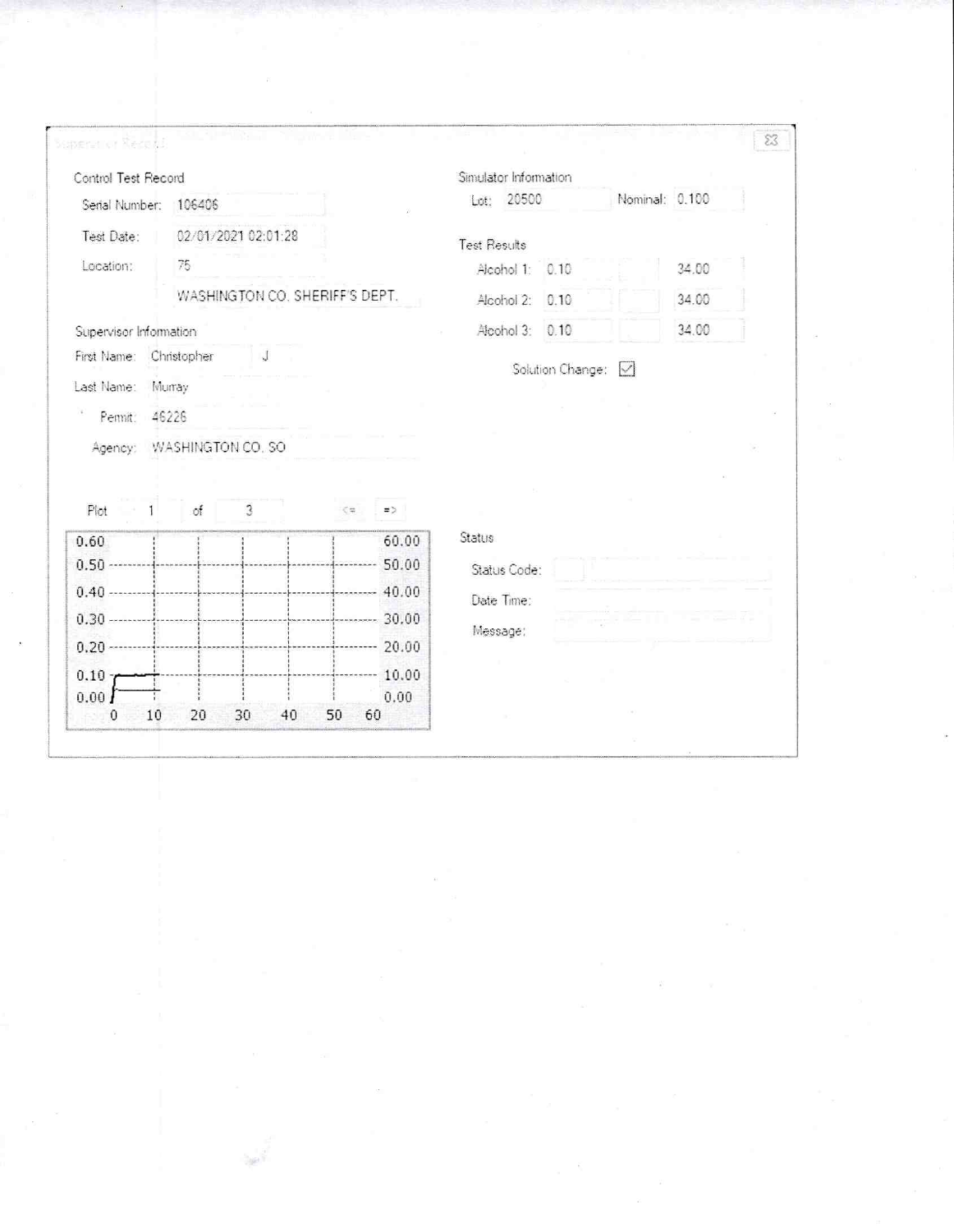Supervisor Record

## Control Test Record

Serial Number: 106406

Test Date: 02/01/2021 02:01:28

Location: 75

WASHINGTON CO. SHERIFF'S DEPT.

## Supervisor Information

First Name: Christopher J

Last Name: Murray

Permit: 46226

Agency: WASHINGTON CO. SO

## Simulator Information

Lot: 20500 Nominal: 0.100

## Test Results

| | | | |
|---|---|---|---|
| Alcohol 1: | 0.10 | | 34.00 |
| Alcohol 2: | 0.10 | | 34.00 |
| Alcohol 3: | 0.10 | | 34.00 |

Solution Change: ☑

Plot 1 of 3 <= =>

0.60 60.00
0.50 50.00
0.40 40.00
0.30 30.00
0.20 20.00
0.10 10.00
0.00 0.00
0 10 20 30 40 50 60

## Status

Status Code:

Date Time:

Message: